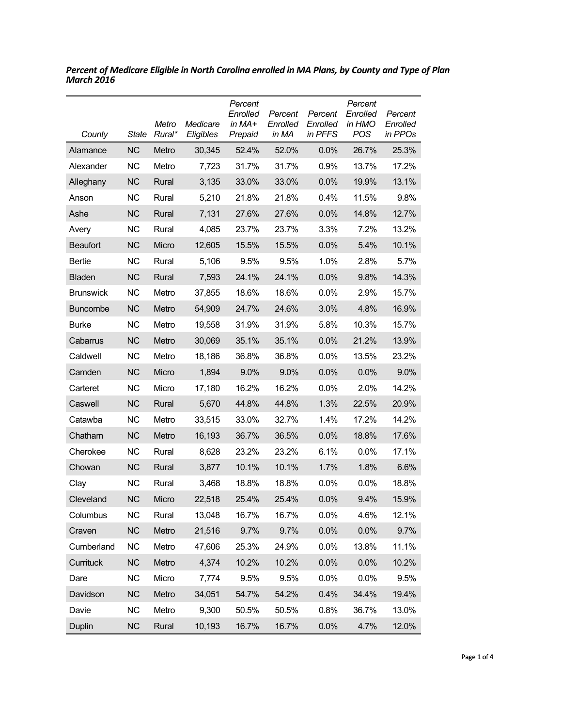***Percent of Medicare Eligible in North Carolina enrolled in MA Plans, by County and Type of Plan March 2016***

| *County* | *State* | *Metro Rural** | *Medicare Eligibles* | *Percent Enrolled in MA+ Prepaid* | *Percent Enrolled in MA* | *Percent Enrolled in PFFS* | *Percent Enrolled in HMO POS* | *Percent Enrolled in PPOs* |
|---|---|---|---|---|---|---|---|---|
| Alamance | NC | Metro | 30,345 | 52.4% | 52.0% | 0.0% | 26.7% | 25.3% |
| Alexander | NC | Metro | 7,723 | 31.7% | 31.7% | 0.9% | 13.7% | 17.2% |
| Alleghany | NC | Rural | 3,135 | 33.0% | 33.0% | 0.0% | 19.9% | 13.1% |
| Anson | NC | Rural | 5,210 | 21.8% | 21.8% | 0.4% | 11.5% | 9.8% |
| Ashe | NC | Rural | 7,131 | 27.6% | 27.6% | 0.0% | 14.8% | 12.7% |
| Avery | NC | Rural | 4,085 | 23.7% | 23.7% | 3.3% | 7.2% | 13.2% |
| Beaufort | NC | Micro | 12,605 | 15.5% | 15.5% | 0.0% | 5.4% | 10.1% |
| Bertie | NC | Rural | 5,106 | 9.5% | 9.5% | 1.0% | 2.8% | 5.7% |
| Bladen | NC | Rural | 7,593 | 24.1% | 24.1% | 0.0% | 9.8% | 14.3% |
| Brunswick | NC | Metro | 37,855 | 18.6% | 18.6% | 0.0% | 2.9% | 15.7% |
| Buncombe | NC | Metro | 54,909 | 24.7% | 24.6% | 3.0% | 4.8% | 16.9% |
| Burke | NC | Metro | 19,558 | 31.9% | 31.9% | 5.8% | 10.3% | 15.7% |
| Cabarrus | NC | Metro | 30,069 | 35.1% | 35.1% | 0.0% | 21.2% | 13.9% |
| Caldwell | NC | Metro | 18,186 | 36.8% | 36.8% | 0.0% | 13.5% | 23.2% |
| Camden | NC | Micro | 1,894 | 9.0% | 9.0% | 0.0% | 0.0% | 9.0% |
| Carteret | NC | Micro | 17,180 | 16.2% | 16.2% | 0.0% | 2.0% | 14.2% |
| Caswell | NC | Rural | 5,670 | 44.8% | 44.8% | 1.3% | 22.5% | 20.9% |
| Catawba | NC | Metro | 33,515 | 33.0% | 32.7% | 1.4% | 17.2% | 14.2% |
| Chatham | NC | Metro | 16,193 | 36.7% | 36.5% | 0.0% | 18.8% | 17.6% |
| Cherokee | NC | Rural | 8,628 | 23.2% | 23.2% | 6.1% | 0.0% | 17.1% |
| Chowan | NC | Rural | 3,877 | 10.1% | 10.1% | 1.7% | 1.8% | 6.6% |
| Clay | NC | Rural | 3,468 | 18.8% | 18.8% | 0.0% | 0.0% | 18.8% |
| Cleveland | NC | Micro | 22,518 | 25.4% | 25.4% | 0.0% | 9.4% | 15.9% |
| Columbus | NC | Rural | 13,048 | 16.7% | 16.7% | 0.0% | 4.6% | 12.1% |
| Craven | NC | Metro | 21,516 | 9.7% | 9.7% | 0.0% | 0.0% | 9.7% |
| Cumberland | NC | Metro | 47,606 | 25.3% | 24.9% | 0.0% | 13.8% | 11.1% |
| Currituck | NC | Metro | 4,374 | 10.2% | 10.2% | 0.0% | 0.0% | 10.2% |
| Dare | NC | Micro | 7,774 | 9.5% | 9.5% | 0.0% | 0.0% | 9.5% |
| Davidson | NC | Metro | 34,051 | 54.7% | 54.2% | 0.4% | 34.4% | 19.4% |
| Davie | NC | Metro | 9,300 | 50.5% | 50.5% | 0.8% | 36.7% | 13.0% |
| Duplin | NC | Rural | 10,193 | 16.7% | 16.7% | 0.0% | 4.7% | 12.0% |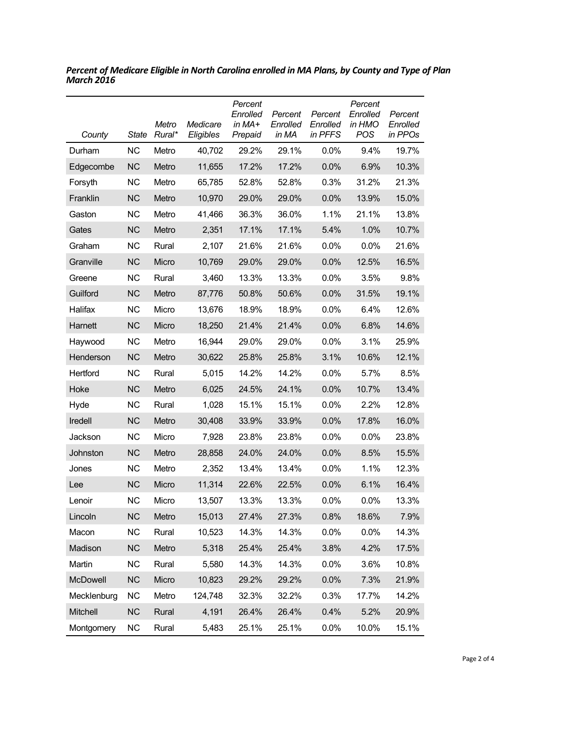***Percent of Medicare Eligible in North Carolina enrolled in MA Plans, by County and Type of Plan March 2016***

| *County* | *State* | *Metro Rural\** | *Medicare Eligibles* | *Percent Enrolled in MA+ Prepaid* | *Percent Enrolled in MA* | *Percent Enrolled in PFFS* | *Percent Enrolled in HMO POS* | *Percent Enrolled in PPOs* |
|---|---|---|---|---|---|---|---|---|
| Durham | NC | Metro | 40,702 | 29.2% | 29.1% | 0.0% | 9.4% | 19.7% |
| Edgecombe | NC | Metro | 11,655 | 17.2% | 17.2% | 0.0% | 6.9% | 10.3% |
| Forsyth | NC | Metro | 65,785 | 52.8% | 52.8% | 0.3% | 31.2% | 21.3% |
| Franklin | NC | Metro | 10,970 | 29.0% | 29.0% | 0.0% | 13.9% | 15.0% |
| Gaston | NC | Metro | 41,466 | 36.3% | 36.0% | 1.1% | 21.1% | 13.8% |
| Gates | NC | Metro | 2,351 | 17.1% | 17.1% | 5.4% | 1.0% | 10.7% |
| Graham | NC | Rural | 2,107 | 21.6% | 21.6% | 0.0% | 0.0% | 21.6% |
| Granville | NC | Micro | 10,769 | 29.0% | 29.0% | 0.0% | 12.5% | 16.5% |
| Greene | NC | Rural | 3,460 | 13.3% | 13.3% | 0.0% | 3.5% | 9.8% |
| Guilford | NC | Metro | 87,776 | 50.8% | 50.6% | 0.0% | 31.5% | 19.1% |
| Halifax | NC | Micro | 13,676 | 18.9% | 18.9% | 0.0% | 6.4% | 12.6% |
| Harnett | NC | Micro | 18,250 | 21.4% | 21.4% | 0.0% | 6.8% | 14.6% |
| Haywood | NC | Metro | 16,944 | 29.0% | 29.0% | 0.0% | 3.1% | 25.9% |
| Henderson | NC | Metro | 30,622 | 25.8% | 25.8% | 3.1% | 10.6% | 12.1% |
| Hertford | NC | Rural | 5,015 | 14.2% | 14.2% | 0.0% | 5.7% | 8.5% |
| Hoke | NC | Metro | 6,025 | 24.5% | 24.1% | 0.0% | 10.7% | 13.4% |
| Hyde | NC | Rural | 1,028 | 15.1% | 15.1% | 0.0% | 2.2% | 12.8% |
| Iredell | NC | Metro | 30,408 | 33.9% | 33.9% | 0.0% | 17.8% | 16.0% |
| Jackson | NC | Micro | 7,928 | 23.8% | 23.8% | 0.0% | 0.0% | 23.8% |
| Johnston | NC | Metro | 28,858 | 24.0% | 24.0% | 0.0% | 8.5% | 15.5% |
| Jones | NC | Metro | 2,352 | 13.4% | 13.4% | 0.0% | 1.1% | 12.3% |
| Lee | NC | Micro | 11,314 | 22.6% | 22.5% | 0.0% | 6.1% | 16.4% |
| Lenoir | NC | Micro | 13,507 | 13.3% | 13.3% | 0.0% | 0.0% | 13.3% |
| Lincoln | NC | Metro | 15,013 | 27.4% | 27.3% | 0.8% | 18.6% | 7.9% |
| Macon | NC | Rural | 10,523 | 14.3% | 14.3% | 0.0% | 0.0% | 14.3% |
| Madison | NC | Metro | 5,318 | 25.4% | 25.4% | 3.8% | 4.2% | 17.5% |
| Martin | NC | Rural | 5,580 | 14.3% | 14.3% | 0.0% | 3.6% | 10.8% |
| McDowell | NC | Micro | 10,823 | 29.2% | 29.2% | 0.0% | 7.3% | 21.9% |
| Mecklenburg | NC | Metro | 124,748 | 32.3% | 32.2% | 0.3% | 17.7% | 14.2% |
| Mitchell | NC | Rural | 4,191 | 26.4% | 26.4% | 0.4% | 5.2% | 20.9% |
| Montgomery | NC | Rural | 5,483 | 25.1% | 25.1% | 0.0% | 10.0% | 15.1% |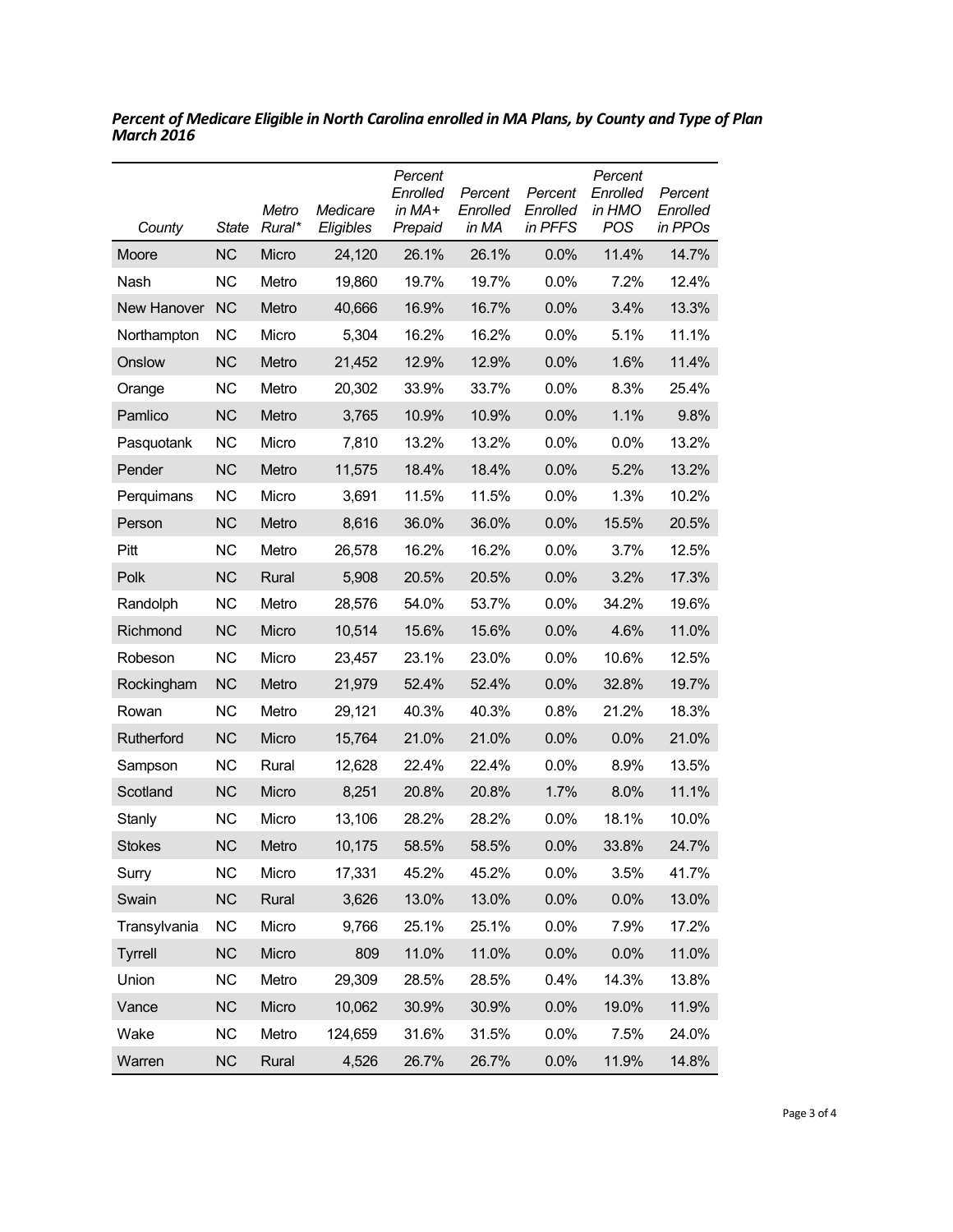***Percent of Medicare Eligible in North Carolina enrolled in MA Plans, by County and Type of Plan March 2016***

| *County* | *State* | *Metro Rural** | *Medicare Eligibles* | *Percent Enrolled in MA+ Prepaid* | *Percent Enrolled in MA* | *Percent Enrolled in PFFS* | *Percent Enrolled in HMO POS* | *Percent Enrolled in PPOs* |
|---|---|---|---|---|---|---|---|---|
| Moore | NC | Micro | 24,120 | 26.1% | 26.1% | 0.0% | 11.4% | 14.7% |
| Nash | NC | Metro | 19,860 | 19.7% | 19.7% | 0.0% | 7.2% | 12.4% |
| New Hanover | NC | Metro | 40,666 | 16.9% | 16.7% | 0.0% | 3.4% | 13.3% |
| Northampton | NC | Micro | 5,304 | 16.2% | 16.2% | 0.0% | 5.1% | 11.1% |
| Onslow | NC | Metro | 21,452 | 12.9% | 12.9% | 0.0% | 1.6% | 11.4% |
| Orange | NC | Metro | 20,302 | 33.9% | 33.7% | 0.0% | 8.3% | 25.4% |
| Pamlico | NC | Metro | 3,765 | 10.9% | 10.9% | 0.0% | 1.1% | 9.8% |
| Pasquotank | NC | Micro | 7,810 | 13.2% | 13.2% | 0.0% | 0.0% | 13.2% |
| Pender | NC | Metro | 11,575 | 18.4% | 18.4% | 0.0% | 5.2% | 13.2% |
| Perquimans | NC | Micro | 3,691 | 11.5% | 11.5% | 0.0% | 1.3% | 10.2% |
| Person | NC | Metro | 8,616 | 36.0% | 36.0% | 0.0% | 15.5% | 20.5% |
| Pitt | NC | Metro | 26,578 | 16.2% | 16.2% | 0.0% | 3.7% | 12.5% |
| Polk | NC | Rural | 5,908 | 20.5% | 20.5% | 0.0% | 3.2% | 17.3% |
| Randolph | NC | Metro | 28,576 | 54.0% | 53.7% | 0.0% | 34.2% | 19.6% |
| Richmond | NC | Micro | 10,514 | 15.6% | 15.6% | 0.0% | 4.6% | 11.0% |
| Robeson | NC | Micro | 23,457 | 23.1% | 23.0% | 0.0% | 10.6% | 12.5% |
| Rockingham | NC | Metro | 21,979 | 52.4% | 52.4% | 0.0% | 32.8% | 19.7% |
| Rowan | NC | Metro | 29,121 | 40.3% | 40.3% | 0.8% | 21.2% | 18.3% |
| Rutherford | NC | Micro | 15,764 | 21.0% | 21.0% | 0.0% | 0.0% | 21.0% |
| Sampson | NC | Rural | 12,628 | 22.4% | 22.4% | 0.0% | 8.9% | 13.5% |
| Scotland | NC | Micro | 8,251 | 20.8% | 20.8% | 1.7% | 8.0% | 11.1% |
| Stanly | NC | Micro | 13,106 | 28.2% | 28.2% | 0.0% | 18.1% | 10.0% |
| Stokes | NC | Metro | 10,175 | 58.5% | 58.5% | 0.0% | 33.8% | 24.7% |
| Surry | NC | Micro | 17,331 | 45.2% | 45.2% | 0.0% | 3.5% | 41.7% |
| Swain | NC | Rural | 3,626 | 13.0% | 13.0% | 0.0% | 0.0% | 13.0% |
| Transylvania | NC | Micro | 9,766 | 25.1% | 25.1% | 0.0% | 7.9% | 17.2% |
| Tyrrell | NC | Micro | 809 | 11.0% | 11.0% | 0.0% | 0.0% | 11.0% |
| Union | NC | Metro | 29,309 | 28.5% | 28.5% | 0.4% | 14.3% | 13.8% |
| Vance | NC | Micro | 10,062 | 30.9% | 30.9% | 0.0% | 19.0% | 11.9% |
| Wake | NC | Metro | 124,659 | 31.6% | 31.5% | 0.0% | 7.5% | 24.0% |
| Warren | NC | Rural | 4,526 | 26.7% | 26.7% | 0.0% | 11.9% | 14.8% |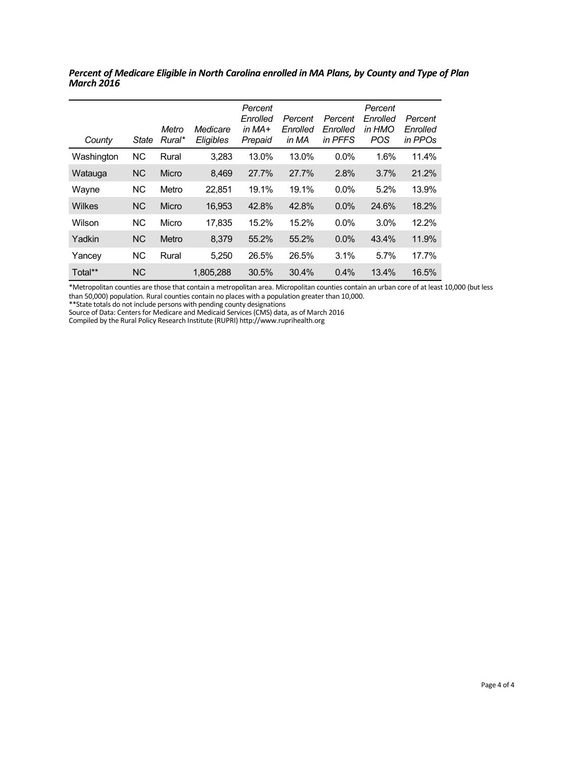***Percent of Medicare Eligible in North Carolina enrolled in MA Plans, by County and Type of Plan March 2016***

| *County* | *State* | *Metro Rural** | *Medicare Eligibles* | *Percent Enrolled in MA+ Prepaid* | *Percent Enrolled in MA* | *Percent Enrolled in PFFS* | *Percent Enrolled in HMO POS* | *Percent Enrolled in PPOs* |
|---|---|---|---|---|---|---|---|---|
| Washington | NC | Rural | 3,283 | 13.0% | 13.0% | 0.0% | 1.6% | 11.4% |
| Watauga | NC | Micro | 8,469 | 27.7% | 27.7% | 2.8% | 3.7% | 21.2% |
| Wayne | NC | Metro | 22,851 | 19.1% | 19.1% | 0.0% | 5.2% | 13.9% |
| Wilkes | NC | Micro | 16,953 | 42.8% | 42.8% | 0.0% | 24.6% | 18.2% |
| Wilson | NC | Micro | 17,835 | 15.2% | 15.2% | 0.0% | 3.0% | 12.2% |
| Yadkin | NC | Metro | 8,379 | 55.2% | 55.2% | 0.0% | 43.4% | 11.9% |
| Yancey | NC | Rural | 5,250 | 26.5% | 26.5% | 3.1% | 5.7% | 17.7% |
| Total** | NC | | 1,805,288 | 30.5% | 30.4% | 0.4% | 13.4% | 16.5% |

*Metropolitan counties are those that contain a metropolitan area. Micropolitan counties contain an urban core of at least 10,000 (but less than 50,000) population. Rural counties contain no places with a population greater than 10,000.

**State totals do not include persons with pending county designations

Source of Data: Centers for Medicare and Medicaid Services (CMS) data, as of March 2016

Compiled by the Rural Policy Research Institute (RUPRI) http://www.ruprihealth.org